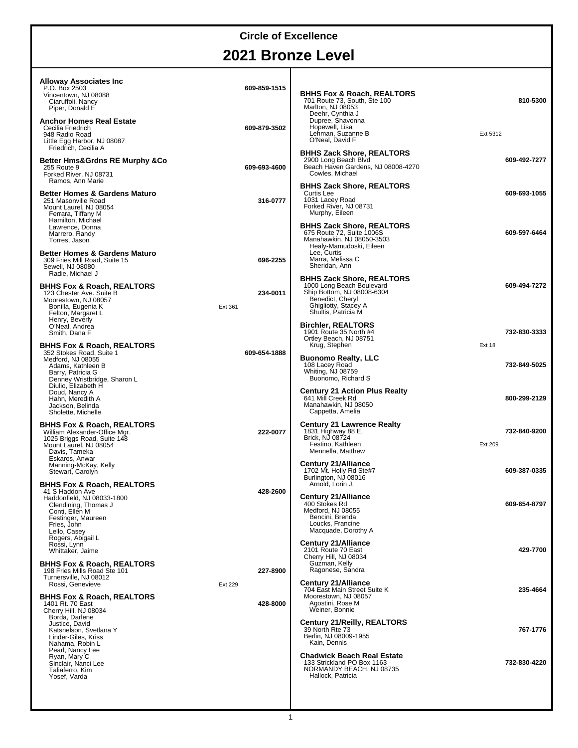# Circle of Excellence

# 2021 Bronze Level

**Alloway Associates Inc** — 609-859-1515
P.O. Box 2503
Vincentown, NJ 08088
- Ciaruffoli, Nancy
- Piper, Donald E

**Anchor Homes Real Estate** — 609-879-3502
Cecilia Friedrich
948 Radio Road
Little Egg Harbor, NJ 08087
- Friedrich, Cecilia A

**Better Hms&Grdns RE Murphy &Co** — 609-693-4600
255 Route 9
Forked River, NJ 08731
- Ramos, Ann Marie

**Better Homes & Gardens Maturo** — 316-0777
251 Masonville Road
Mount Laurel, NJ 08054
- Ferrara, Tiffany M
- Hamilton, Michael
- Lawrence, Donna
- Marrero, Randy
- Torres, Jason

**Better Homes & Gardens Maturo** — 696-2255
309 Fries Mill Road, Suite 15
Sewell, NJ 08080
- Radie, Michael J

**BHHS Fox & Roach, REALTORS** — 234-0011
123 Chester Ave. Suite B
Moorestown, NJ 08057
- Bonilla, Eugenia K — Ext 361
- Felton, Margaret L
- Henry, Beverly
- O'Neal, Andrea
- Smith, Dana F

**BHHS Fox & Roach, REALTORS** — 609-654-1888
352 Stokes Road, Suite 1
Medford, NJ 08055
- Adams, Kathleen B
- Barry, Patricia G
- Denney Wristbridge, Sharon L
- Diulio, Elizabeth H
- Doud, Nancy A
- Hahn, Meredith A
- Jackson, Belinda
- Sholette, Michelle

**BHHS Fox & Roach, REALTORS** — 222-0077
William Alexander-Office Mgr.
1025 Briggs Road, Suite 148
Mount Laurel, NJ 08054
- Davis, Tameka
- Eskaros, Anwar
- Manning-McKay, Kelly
- Stewart, Carolyn

**BHHS Fox & Roach, REALTORS** — 428-2600
41 S Haddon Ave
Haddonfield, NJ 08033-1800
- Clendining, Thomas J
- Conti, Ellen M
- Festinger, Maureen
- Fries, John
- Lello, Casey
- Rogers, Abigail L
- Rossi, Lynn
- Whittaker, Jaime

**BHHS Fox & Roach, REALTORS** — 227-8900
198 Fries Mills Road Ste 101
Turnersville, NJ 08012
- Rossi, Genevieve — Ext 229

**BHHS Fox & Roach, REALTORS** — 428-8000
1401 Rt. 70 East
Cherry Hill, NJ 08034
- Borda, Darlene
- Justice, David
- Katsnelson, Svetlana Y
- Linder-Giles, Kriss
- Nahama, Robin L
- Pearl, Nancy Lee
- Ryan, Mary C
- Sinclair, Nanci Lee
- Taliaferro, Kim
- Yosef, Varda

**BHHS Fox & Roach, REALTORS** — 810-5300
701 Route 73, South, Ste 100
Marlton, NJ 08053
- Deehr, Cynthia J
- Dupree, Shavonna
- Hopewell, Lisa
- Lehman, Suzanne B — Ext 5312
- O'Neal, David F

**BHHS Zack Shore, REALTORS** — 609-492-7277
2900 Long Beach Blvd
Beach Haven Gardens, NJ 08008-4270
- Cowles, Michael

**BHHS Zack Shore, REALTORS** — 609-693-1055
Curtis Lee
1031 Lacey Road
Forked River, NJ 08731
- Murphy, Eileen

**BHHS Zack Shore, REALTORS** — 609-597-6464
675 Route 72, Suite 1006S
Manahawkin, NJ 08050-3503
- Healy-Mamudoski, Eileen
- Lee, Curtis
- Marra, Melissa C
- Sheridan, Ann

**BHHS Zack Shore, REALTORS** — 609-494-7272
1000 Long Beach Boulevard
Ship Bottom, NJ 08008-6304
- Benedict, Cheryl
- Ghigliotty, Stacey A
- Shultis, Patricia M

**Birchler, REALTORS** — 732-830-3333
1901 Route 35 North #4
Ortley Beach, NJ 08751
- Krug, Stephen — Ext 18

**Buonomo Realty, LLC** — 732-849-5025
108 Lacey Road
Whiting, NJ 08759
- Buonomo, Richard S

**Century 21 Action Plus Realty** — 800-299-2129
641 Mill Creek Rd
Manahawkin, NJ 08050
- Cappetta, Amelia

**Century 21 Lawrence Realty** — 732-840-9200
1831 Highway 88 E.
Brick, NJ 08724
- Festino, Kathleen — Ext 209
- Mennella, Matthew

**Century 21/Alliance** — 609-387-0335
1702 Mt. Holly Rd Ste#7
Burlington, NJ 08016
- Arnold, Lorin J.

**Century 21/Alliance** — 609-654-8797
400 Stokes Rd
Medford, NJ 08055
- Bencini, Brenda
- Loucks, Francine
- Macquade, Dorothy A

**Century 21/Alliance** — 429-7700
2101 Route 70 East
Cherry Hill, NJ 08034
- Guzman, Kelly
- Ragonese, Sandra

**Century 21/Alliance** — 235-4664
704 East Main Street Suite K
Moorestown, NJ 08057
- Agostini, Rose M
- Weiner, Bonnie

**Century 21/Reilly, REALTORS** — 767-1776
39 North Rte 73
Berlin, NJ 08009-1955
- Kain, Dennis

**Chadwick Beach Real Estate** — 732-830-4220
133 Strickland PO Box 1163
NORMANDY BEACH, NJ 08735
- Hallock, Patricia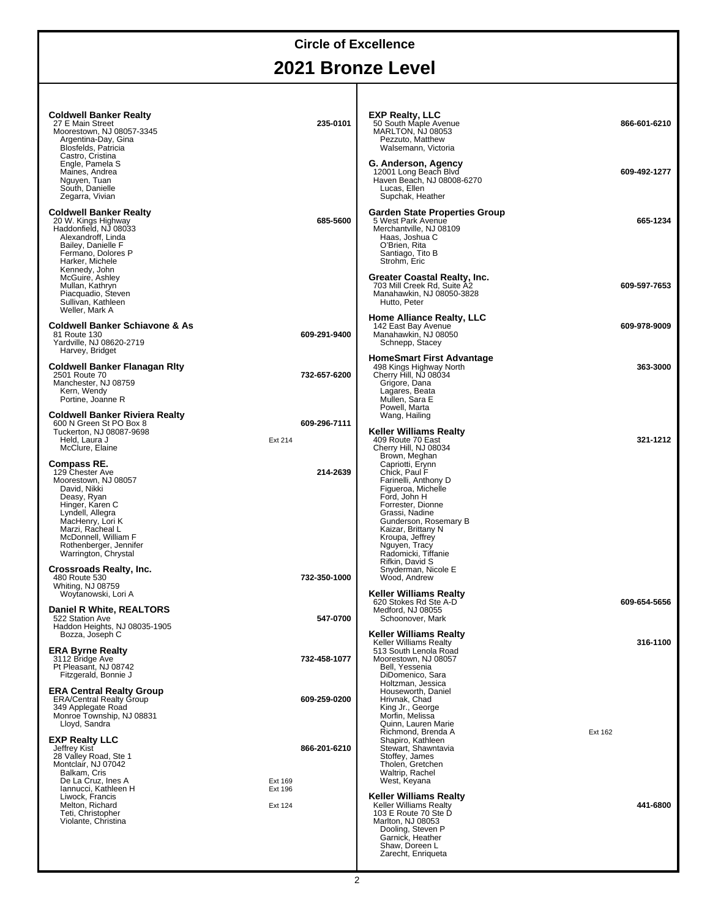# Circle of Excellence

## 2021 Bronze Level

**Coldwell Banker Realty** — 235-0101
27 E Main Street
Moorestown, NJ 08057-3345
Argentina-Day, Gina
Blosfelds, Patricia
Castro, Cristina
Engle, Pamela S
Maines, Andrea
Nguyen, Tuan
South, Danielle
Zegarra, Vivian

**Coldwell Banker Realty** — 685-5600
20 W. Kings Highway
Haddonfield, NJ 08033
Alexandroff, Linda
Bailey, Danielle F
Fermano, Dolores P
Harker, Michele
Kennedy, John
McGuire, Ashley
Mullan, Kathryn
Piacquadio, Steven
Sullivan, Kathleen
Weller, Mark A

**Coldwell Banker Schiavone & As** — 609-291-9400
81 Route 130
Yardville, NJ 08620-2719
Harvey, Bridget

**Coldwell Banker Flanagan Rlty** — 732-657-6200
2501 Route 70
Manchester, NJ 08759
Kern, Wendy
Portine, Joanne R

**Coldwell Banker Riviera Realty** — 609-296-7111
600 N Green St PO Box 8
Tuckerton, NJ 08087-9698
Held, Laura J — Ext 214
McClure, Elaine

**Compass RE.** — 214-2639
129 Chester Ave
Moorestown, NJ 08057
David, Nikki
Deasy, Ryan
Hinger, Karen C
Lyndell, Allegra
MacHenry, Lori K
Marzi, Racheal L
McDonnell, William F
Rothenberger, Jennifer
Warrington, Chrystal

**Crossroads Realty, Inc.** — 732-350-1000
480 Route 530
Whiting, NJ 08759
Woytanowski, Lori A

**Daniel R White, REALTORS** — 547-0700
522 Station Ave
Haddon Heights, NJ 08035-1905
Bozza, Joseph C

**ERA Byrne Realty** — 732-458-1077
3112 Bridge Ave
Pt Pleasant, NJ 08742
Fitzgerald, Bonnie J

**ERA Central Realty Group** — 609-259-0200
ERA/Central Realty Group
349 Applegate Road
Monroe Township, NJ 08831
Lloyd, Sandra

**EXP Realty LLC** — 866-201-6210
Jeffrey Kist
28 Valley Road, Ste 1
Montclair, NJ 07042
Balkam, Cris
De La Cruz, Ines A — Ext 169
Iannucci, Kathleen H — Ext 196
Liwock, Francis
Melton, Richard — Ext 124
Teti, Christopher
Violante, Christina

**EXP Realty, LLC** — 866-601-6210
50 South Maple Avenue
MARLTON, NJ 08053
Pezzuto, Matthew
Walsemann, Victoria

**G. Anderson, Agency** — 609-492-1277
12001 Long Beach Blvd
Haven Beach, NJ 08008-6270
Lucas, Ellen
Supchak, Heather

**Garden State Properties Group** — 665-1234
5 West Park Avenue
Merchantville, NJ 08109
Haas, Joshua C
O'Brien, Rita
Santiago, Tito B
Strohm, Eric

**Greater Coastal Realty, Inc.** — 609-597-7653
703 Mill Creek Rd, Suite A2
Manahawkin, NJ 08050-3828
Hutto, Peter

**Home Alliance Realty, LLC** — 609-978-9009
142 East Bay Avenue
Manahawkin, NJ 08050
Schnepp, Stacey

**HomeSmart First Advantage** — 363-3000
498 Kings Highway North
Cherry Hill, NJ 08034
Grigore, Dana
Lagares, Beata
Mullen, Sara E
Powell, Marta
Wang, Hailing

**Keller Williams Realty** — 321-1212
409 Route 70 East
Cherry Hill, NJ 08034
Brown, Meghan
Capriotti, Erynn
Chick, Paul F
Farinelli, Anthony D
Figueroa, Michelle
Ford, John H
Forrester, Dionne
Grassi, Nadine
Gunderson, Rosemary B
Kaizar, Brittany N
Kroupa, Jeffrey
Nguyen, Tracy
Radomicki, Tiffanie
Rifkin, David S
Snyderman, Nicole E
Wood, Andrew

**Keller Williams Realty** — 609-654-5656
620 Stokes Rd Ste A-D
Medford, NJ 08055
Schoonover, Mark

**Keller Williams Realty** — 316-1100
Keller Williams Realty
513 South Lenola Road
Moorestown, NJ 08057
Bell, Yessenia
DiDomenico, Sara
Holtzman, Jessica
Houseworth, Daniel
Hrivnak, Chad
King Jr., George
Morfin, Melissa
Quinn, Lauren Marie
Richmond, Brenda A — Ext 162
Shapiro, Kathleen
Stewart, Shawntavia
Stoffey, James
Tholen, Gretchen
Waltrip, Rachel
West, Keyana

**Keller Williams Realty** — 441-6800
Keller Williams Realty
103 E Route 70 Ste D
Marlton, NJ 08053
Dooling, Steven P
Garnick, Heather
Shaw, Doreen L
Zarecht, Enriqueta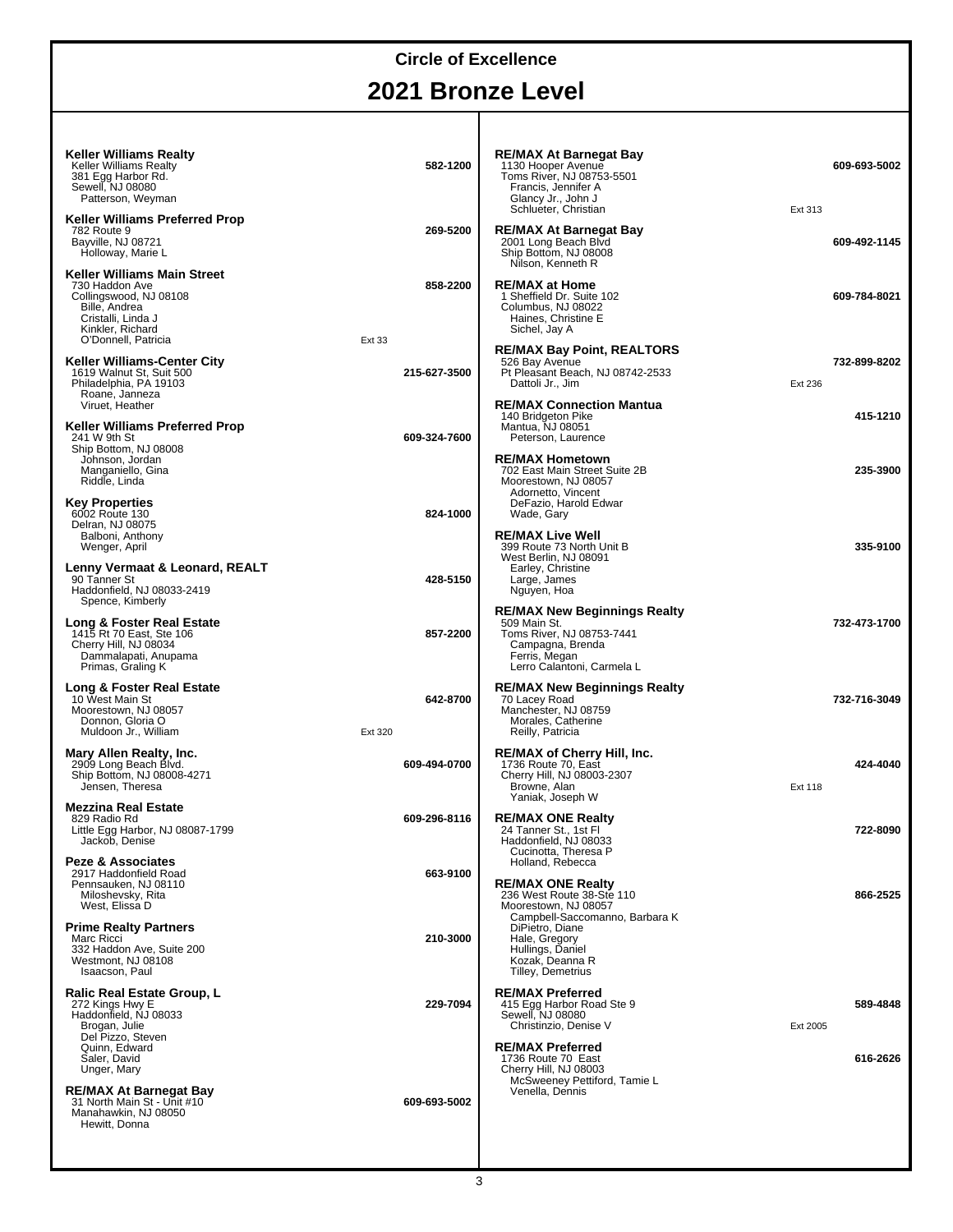# Circle of Excellence

## 2021 Bronze Level

**Keller Williams Realty** — **582-1200**
Keller Williams Realty
381 Egg Harbor Rd.
Sewell, NJ 08080
Patterson, Weyman

**Keller Williams Preferred Prop** — **269-5200**
782 Route 9
Bayville, NJ 08721
Holloway, Marie L

**Keller Williams Main Street** — **858-2200**
730 Haddon Ave
Collingswood, NJ 08108
Bille, Andrea
Cristalli, Linda J
Kinkler, Richard
O'Donnell, Patricia — Ext 33

**Keller Williams-Center City** — **215-627-3500**
1619 Walnut St, Suit 500
Philadelphia, PA 19103
Roane, Janneza
Viruet, Heather

**Keller Williams Preferred Prop** — **609-324-7600**
241 W 9th St
Ship Bottom, NJ 08008
Johnson, Jordan
Manganiello, Gina
Riddle, Linda

**Key Properties** — **824-1000**
6002 Route 130
Delran, NJ 08075
Balboni, Anthony
Wenger, April

**Lenny Vermaat & Leonard, REALT** — **428-5150**
90 Tanner St
Haddonfield, NJ 08033-2419
Spence, Kimberly

**Long & Foster Real Estate** — **857-2200**
1415 Rt 70 East, Ste 106
Cherry Hill, NJ 08034
Dammalapati, Anupama
Primas, Graling K

**Long & Foster Real Estate** — **642-8700**
10 West Main St
Moorestown, NJ 08057
Donnon, Gloria O
Muldoon Jr., William — Ext 320

**Mary Allen Realty, Inc.** — **609-494-0700**
2909 Long Beach Blvd.
Ship Bottom, NJ 08008-4271
Jensen, Theresa

**Mezzina Real Estate** — **609-296-8116**
829 Radio Rd
Little Egg Harbor, NJ 08087-1799
Jackob, Denise

**Peze & Associates** — **663-9100**
2917 Haddonfield Road
Pennsauken, NJ 08110
Miloshevsky, Rita
West, Elissa D

**Prime Realty Partners** — **210-3000**
Marc Ricci
332 Haddon Ave, Suite 200
Westmont, NJ 08108
Isaacson, Paul

**Ralic Real Estate Group, L** — **229-7094**
272 Kings Hwy E
Haddonfield, NJ 08033
Brogan, Julie
Del Pizzo, Steven
Quinn, Edward
Saler, David
Unger, Mary

**RE/MAX At Barnegat Bay** — **609-693-5002**
31 North Main St - Unit #10
Manahawkin, NJ 08050
Hewitt, Donna

**RE/MAX At Barnegat Bay** — **609-693-5002**
1130 Hooper Avenue
Toms River, NJ 08753-5501
Francis, Jennifer A
Glancy Jr., John J
Schlueter, Christian — Ext 313

**RE/MAX At Barnegat Bay** — **609-492-1145**
2001 Long Beach Blvd
Ship Bottom, NJ 08008
Nilson, Kenneth R

**RE/MAX at Home** — **609-784-8021**
1 Sheffield Dr. Suite 102
Columbus, NJ 08022
Haines, Christine E
Sichel, Jay A

**RE/MAX Bay Point, REALTORS** — **732-899-8202**
526 Bay Avenue
Pt Pleasant Beach, NJ 08742-2533
Dattoli Jr., Jim — Ext 236

**RE/MAX Connection Mantua** — **415-1210**
140 Bridgeton Pike
Mantua, NJ 08051
Peterson, Laurence

**RE/MAX Hometown** — **235-3900**
702 East Main Street Suite 2B
Moorestown, NJ 08057
Adornetto, Vincent
DeFazio, Harold Edwar
Wade, Gary

**RE/MAX Live Well** — **335-9100**
399 Route 73 North Unit B
West Berlin, NJ 08091
Earley, Christine
Large, James
Nguyen, Hoa

**RE/MAX New Beginnings Realty** — **732-473-1700**
509 Main St.
Toms River, NJ 08753-7441
Campagna, Brenda
Ferris, Megan
Lerro Calantoni, Carmela L

**RE/MAX New Beginnings Realty** — **732-716-3049**
70 Lacey Road
Manchester, NJ 08759
Morales, Catherine
Reilly, Patricia

**RE/MAX of Cherry Hill, Inc.** — **424-4040**
1736 Route 70, East
Cherry Hill, NJ 08003-2307
Browne, Alan — Ext 118
Yaniak, Joseph W

**RE/MAX ONE Realty** — **722-8090**
24 Tanner St., 1st Fl
Haddonfield, NJ 08033
Cucinotta, Theresa P
Holland, Rebecca

**RE/MAX ONE Realty** — **866-2525**
236 West Route 38-Ste 110
Moorestown, NJ 08057
Campbell-Saccomanno, Barbara K
DiPietro, Diane
Hale, Gregory
Hullings, Daniel
Kozak, Deanna R
Tilley, Demetrius

**RE/MAX Preferred** — **589-4848**
415 Egg Harbor Road Ste 9
Sewell, NJ 08080
Christinzio, Denise V — Ext 2005

**RE/MAX Preferred** — **616-2626**
1736 Route 70 East
Cherry Hill, NJ 08003
McSweeney Pettiford, Tamie L
Venella, Dennis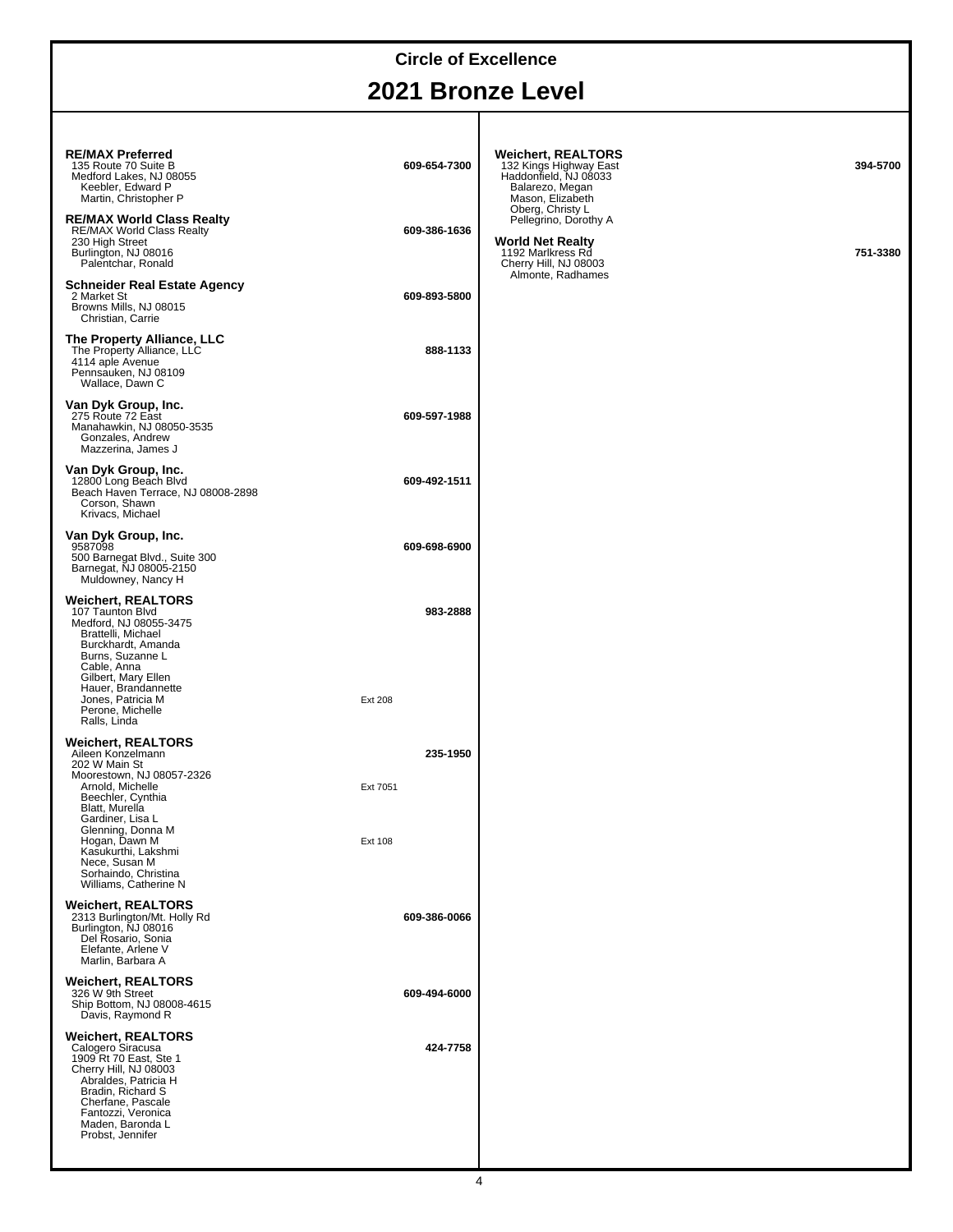**Circle of Excellence**

# 2021 Bronze Level

**RE/MAX Preferred**
135 Route 70 Suite B
Medford Lakes, NJ 08055
Keebler, Edward P
Martin, Christopher P
**609-654-7300**

**RE/MAX World Class Realty**
RE/MAX World Class Realty
230 High Street
Burlington, NJ 08016
Palentchar, Ronald
**609-386-1636**

**Schneider Real Estate Agency**
2 Market St
Browns Mills, NJ 08015
Christian, Carrie
**609-893-5800**

**The Property Alliance, LLC**
The Property Alliance, LLC
4114 aple Avenue
Pennsauken, NJ 08109
Wallace, Dawn C
**888-1133**

**Van Dyk Group, Inc.**
275 Route 72 East
Manahawkin, NJ 08050-3535
Gonzales, Andrew
Mazzerina, James J
**609-597-1988**

**Van Dyk Group, Inc.**
12800 Long Beach Blvd
Beach Haven Terrace, NJ 08008-2898
Corson, Shawn
Krivacs, Michael
**609-492-1511**

**Van Dyk Group, Inc.**
9587098
500 Barnegat Blvd., Suite 300
Barnegat, NJ 08005-2150
Muldowney, Nancy H
**609-698-6900**

**Weichert, REALTORS**
107 Taunton Blvd
Medford, NJ 08055-3475
Brattelli, Michael
Burckhardt, Amanda
Burns, Suzanne L
Cable, Anna
Gilbert, Mary Ellen
Hauer, Brandannette
Jones, Patricia M — Ext 208
Perone, Michelle
Ralls, Linda
**983-2888**

**Weichert, REALTORS**
Aileen Konzelmann
202 W Main St
Moorestown, NJ 08057-2326
Arnold, Michelle — Ext 7051
Beechler, Cynthia
Blatt, Murella
Gardiner, Lisa L
Glenning, Donna M
Hogan, Dawn M — Ext 108
Kasukurthi, Lakshmi
Nece, Susan M
Sorhaindo, Christina
Williams, Catherine N
**235-1950**

**Weichert, REALTORS**
2313 Burlington/Mt. Holly Rd
Burlington, NJ 08016
Del Rosario, Sonia
Elefante, Arlene V
Marlin, Barbara A
**609-386-0066**

**Weichert, REALTORS**
326 W 9th Street
Ship Bottom, NJ 08008-4615
Davis, Raymond R
**609-494-6000**

**Weichert, REALTORS**
Calogero Siracusa
1909 Rt 70 East, Ste 1
Cherry Hill, NJ 08003
Abraldes, Patricia H
Bradin, Richard S
Cherfane, Pascale
Fantozzi, Veronica
Maden, Baronda L
Probst, Jennifer
**424-7758**

**Weichert, REALTORS**
132 Kings Highway East
Haddonfield, NJ 08033
Balarezo, Megan
Mason, Elizabeth
Oberg, Christy L
Pellegrino, Dorothy A
**394-5700**

**World Net Realty**
1192 Marlkress Rd
Cherry Hill, NJ 08003
Almonte, Radhames
**751-3380**